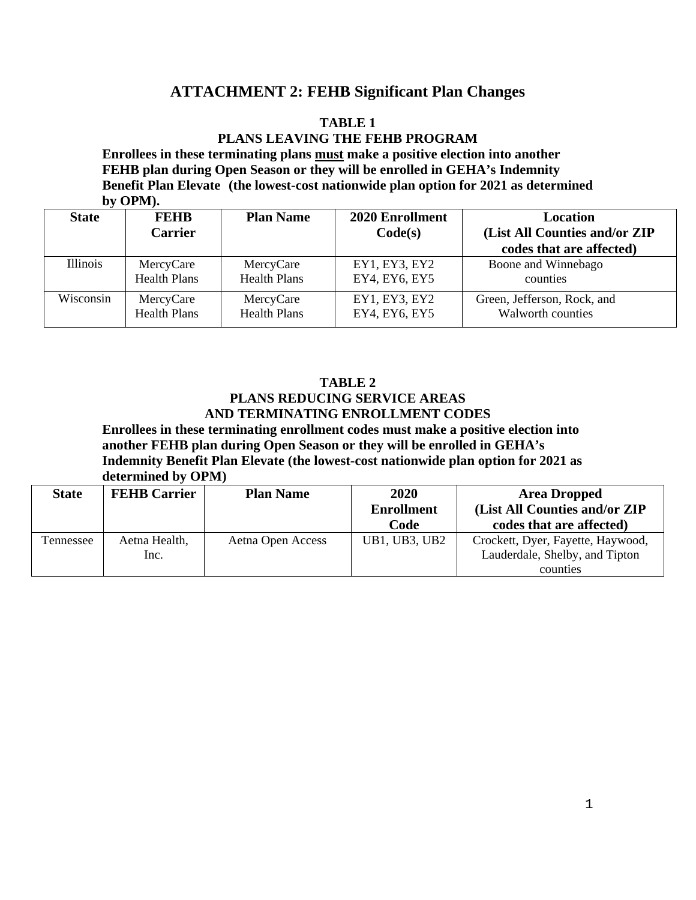# ATTACHMENT 2: FEHB Significant Plan Changes

**TABLE 1**
**PLANS LEAVING THE FEHB PROGRAM**

**Enrollees in these terminating plans <u>must</u> make a positive election into another FEHB plan during Open Season or they will be enrolled in GEHA's Indemnity Benefit Plan Elevate (the lowest-cost nationwide plan option for 2021 as determined by OPM).**

| State | FEHB Carrier | Plan Name | 2020 Enrollment Code(s) | Location (List All Counties and/or ZIP codes that are affected) |
|---|---|---|---|---|
| Illinois | MercyCare Health Plans | MercyCare Health Plans | EY1, EY3, EY2 EY4, EY6, EY5 | Boone and Winnebago counties |
| Wisconsin | MercyCare Health Plans | MercyCare Health Plans | EY1, EY3, EY2 EY4, EY6, EY5 | Green, Jefferson, Rock, and Walworth counties |

**TABLE 2**
**PLANS REDUCING SERVICE AREAS**
**AND TERMINATING ENROLLMENT CODES**

**Enrollees in these terminating enrollment codes must make a positive election into another FEHB plan during Open Season or they will be enrolled in GEHA's Indemnity Benefit Plan Elevate (the lowest-cost nationwide plan option for 2021 as determined by OPM)**

| State | FEHB Carrier | Plan Name | 2020 Enrollment Code | Area Dropped (List All Counties and/or ZIP codes that are affected) |
|---|---|---|---|---|
| Tennessee | Aetna Health, Inc. | Aetna Open Access | UB1, UB3, UB2 | Crockett, Dyer, Fayette, Haywood, Lauderdale, Shelby, and Tipton counties |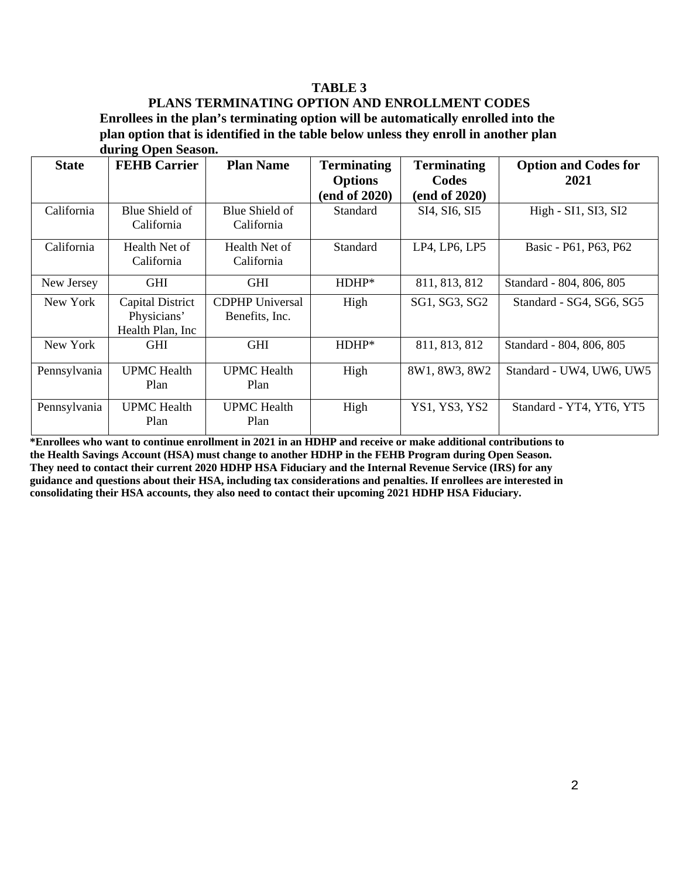**TABLE 3**

**PLANS TERMINATING OPTION AND ENROLLMENT CODES**

**Enrollees in the plan's terminating option will be automatically enrolled into the plan option that is identified in the table below unless they enroll in another plan during Open Season.**

| State | FEHB Carrier | Plan Name | Terminating Options (end of 2020) | Terminating Codes (end of 2020) | Option and Codes for 2021 |
|---|---|---|---|---|---|
| California | Blue Shield of California | Blue Shield of California | Standard | SI4, SI6, SI5 | High - SI1, SI3, SI2 |
| California | Health Net of California | Health Net of California | Standard | LP4, LP6, LP5 | Basic - P61, P63, P62 |
| New Jersey | GHI | GHI | HDHP* | 811, 813, 812 | Standard - 804, 806, 805 |
| New York | Capital District Physicians' Health Plan, Inc | CDPHP Universal Benefits, Inc. | High | SG1, SG3, SG2 | Standard - SG4, SG6, SG5 |
| New York | GHI | GHI | HDHP* | 811, 813, 812 | Standard - 804, 806, 805 |
| Pennsylvania | UPMC Health Plan | UPMC Health Plan | High | 8W1, 8W3, 8W2 | Standard - UW4, UW6, UW5 |
| Pennsylvania | UPMC Health Plan | UPMC Health Plan | High | YS1, YS3, YS2 | Standard - YT4, YT6, YT5 |

**\*Enrollees who want to continue enrollment in 2021 in an HDHP and receive or make additional contributions to the Health Savings Account (HSA) must change to another HDHP in the FEHB Program during Open Season. They need to contact their current 2020 HDHP HSA Fiduciary and the Internal Revenue Service (IRS) for any guidance and questions about their HSA, including tax considerations and penalties. If enrollees are interested in consolidating their HSA accounts, they also need to contact their upcoming 2021 HDHP HSA Fiduciary.**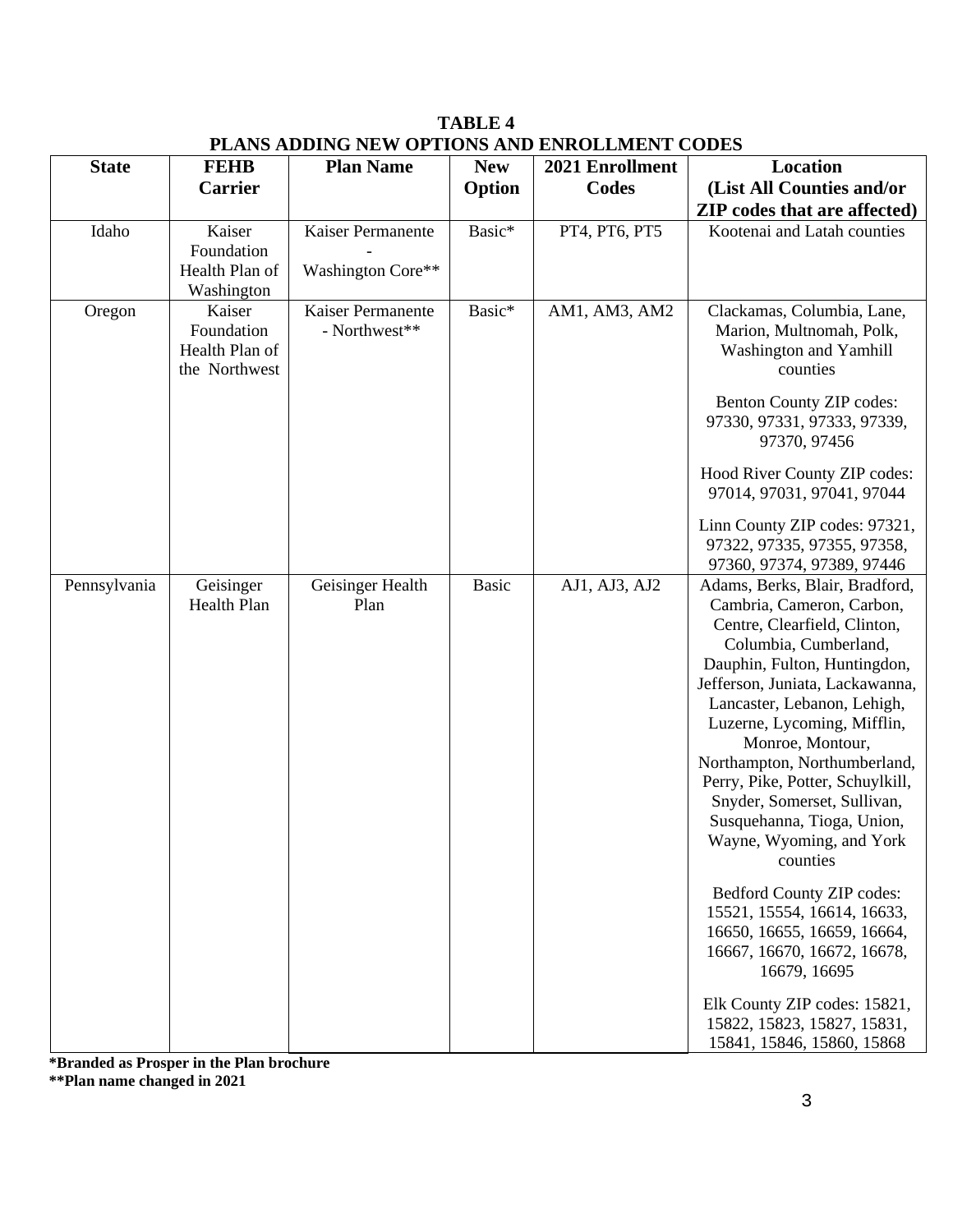**TABLE 4**
**PLANS ADDING NEW OPTIONS AND ENROLLMENT CODES**

| State | FEHB Carrier | Plan Name | New Option | 2021 Enrollment Codes | Location (List All Counties and/or ZIP codes that are affected) |
|---|---|---|---|---|---|
| Idaho | Kaiser Foundation Health Plan of Washington | Kaiser Permanente - Washington Core** | Basic* | PT4, PT6, PT5 | Kootenai and Latah counties |
| Oregon | Kaiser Foundation Health Plan of the Northwest | Kaiser Permanente - Northwest** | Basic* | AM1, AM3, AM2 | Clackamas, Columbia, Lane, Marion, Multnomah, Polk, Washington and Yamhill counties<br><br>Benton County ZIP codes: 97330, 97331, 97333, 97339, 97370, 97456<br><br>Hood River County ZIP codes: 97014, 97031, 97041, 97044<br><br>Linn County ZIP codes: 97321, 97322, 97335, 97355, 97358, 97360, 97374, 97389, 97446 |
| Pennsylvania | Geisinger Health Plan | Geisinger Health Plan | Basic | AJ1, AJ3, AJ2 | Adams, Berks, Blair, Bradford, Cambria, Cameron, Carbon, Centre, Clearfield, Clinton, Columbia, Cumberland, Dauphin, Fulton, Huntingdon, Jefferson, Juniata, Lackawanna, Lancaster, Lebanon, Lehigh, Luzerne, Lycoming, Mifflin, Monroe, Montour, Northampton, Northumberland, Perry, Pike, Potter, Schuylkill, Snyder, Somerset, Sullivan, Susquehanna, Tioga, Union, Wayne, Wyoming, and York counties<br><br>Bedford County ZIP codes: 15521, 15554, 16614, 16633, 16650, 16655, 16659, 16664, 16667, 16670, 16672, 16678, 16679, 16695<br><br>Elk County ZIP codes: 15821, 15822, 15823, 15827, 15831, 15841, 15846, 15860, 15868 |

**\*Branded as Prosper in the Plan brochure**
**\*\*Plan name changed in 2021**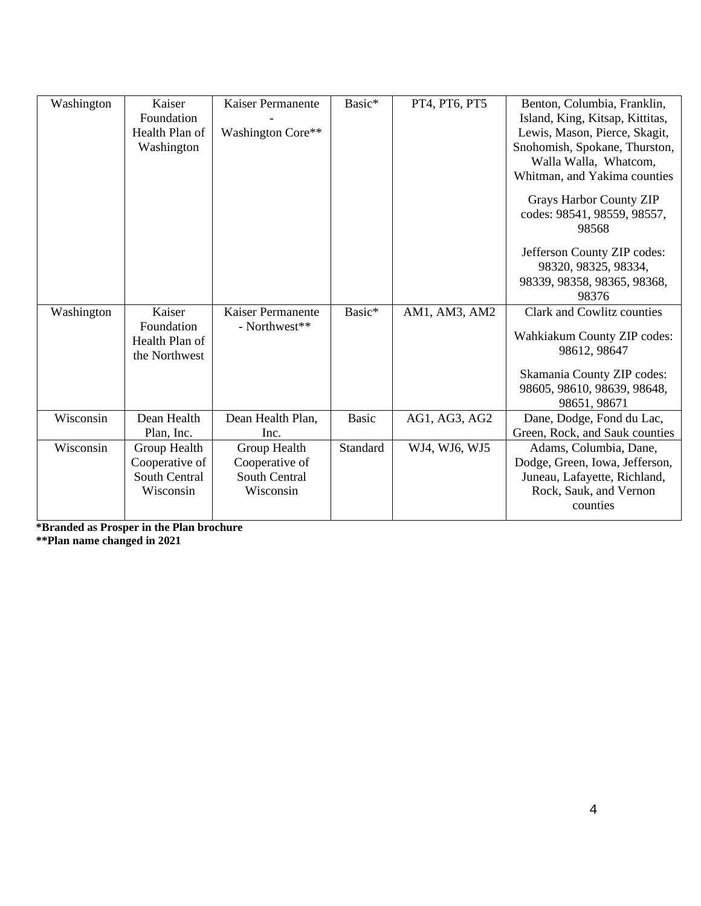| Washington | Kaiser Foundation Health Plan of Washington | Kaiser Permanente - Washington Core** | Basic* | PT4, PT6, PT5 | Benton, Columbia, Franklin, Island, King, Kitsap, Kittitas, Lewis, Mason, Pierce, Skagit, Snohomish, Spokane, Thurston, Walla Walla, Whatcom, Whitman, and Yakima counties<br><br>Grays Harbor County ZIP codes: 98541, 98559, 98557, 98568<br><br>Jefferson County ZIP codes: 98320, 98325, 98334, 98339, 98358, 98365, 98368, 98376 |
|---|---|---|---|---|---|
| Washington | Kaiser Foundation Health Plan of the Northwest | Kaiser Permanente - Northwest** | Basic* | AM1, AM3, AM2 | Clark and Cowlitz counties<br><br>Wahkiakum County ZIP codes: 98612, 98647<br><br>Skamania County ZIP codes: 98605, 98610, 98639, 98648, 98651, 98671 |
| Wisconsin | Dean Health Plan, Inc. | Dean Health Plan, Inc. | Basic | AG1, AG3, AG2 | Dane, Dodge, Fond du Lac, Green, Rock, and Sauk counties |
| Wisconsin | Group Health Cooperative of South Central Wisconsin | Group Health Cooperative of South Central Wisconsin | Standard | WJ4, WJ6, WJ5 | Adams, Columbia, Dane, Dodge, Green, Iowa, Jefferson, Juneau, Lafayette, Richland, Rock, Sauk, and Vernon counties |

**\*Branded as Prosper in the Plan brochure**
**\*\*Plan name changed in 2021**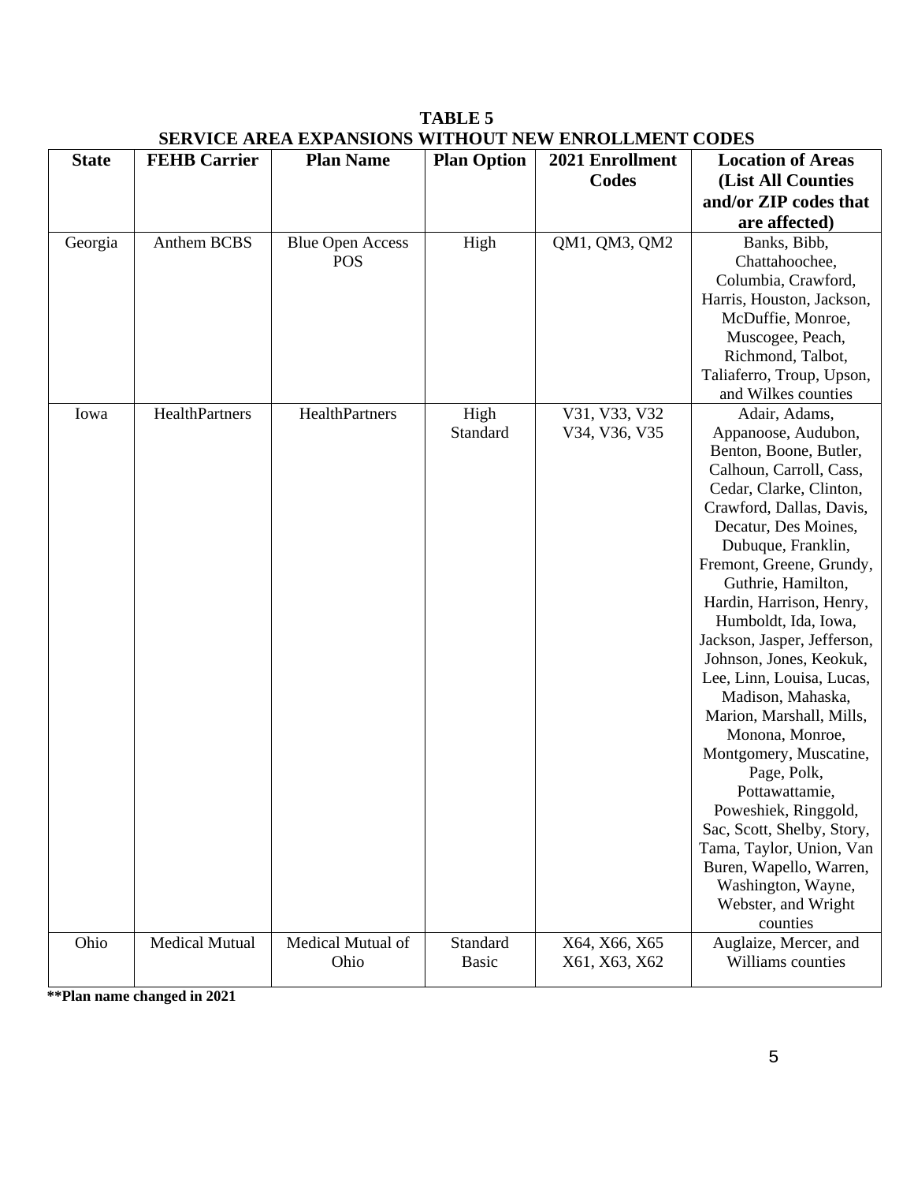**TABLE 5**
**SERVICE AREA EXPANSIONS WITHOUT NEW ENROLLMENT CODES**

| State | FEHB Carrier | Plan Name | Plan Option | 2021 Enrollment Codes | Location of Areas (List All Counties and/or ZIP codes that are affected) |
|---|---|---|---|---|---|
| Georgia | Anthem BCBS | Blue Open Access POS | High | QM1, QM3, QM2 | Banks, Bibb, Chattahoochee, Columbia, Crawford, Harris, Houston, Jackson, McDuffie, Monroe, Muscogee, Peach, Richmond, Talbot, Taliaferro, Troup, Upson, and Wilkes counties |
| Iowa | HealthPartners | HealthPartners | High<br>Standard | V31, V33, V32<br>V34, V36, V35 | Adair, Adams, Appanoose, Audubon, Benton, Boone, Butler, Calhoun, Carroll, Cass, Cedar, Clarke, Clinton, Crawford, Dallas, Davis, Decatur, Des Moines, Dubuque, Franklin, Fremont, Greene, Grundy, Guthrie, Hamilton, Hardin, Harrison, Henry, Humboldt, Ida, Iowa, Jackson, Jasper, Jefferson, Johnson, Jones, Keokuk, Lee, Linn, Louisa, Lucas, Madison, Mahaska, Marion, Marshall, Mills, Monona, Monroe, Montgomery, Muscatine, Page, Polk, Pottawattamie, Poweshiek, Ringgold, Sac, Scott, Shelby, Story, Tama, Taylor, Union, Van Buren, Wapello, Warren, Washington, Wayne, Webster, and Wright counties |
| Ohio | Medical Mutual | Medical Mutual of Ohio | Standard<br>Basic | X64, X66, X65<br>X61, X63, X62 | Auglaize, Mercer, and Williams counties |

**\*\*Plan name changed in 2021**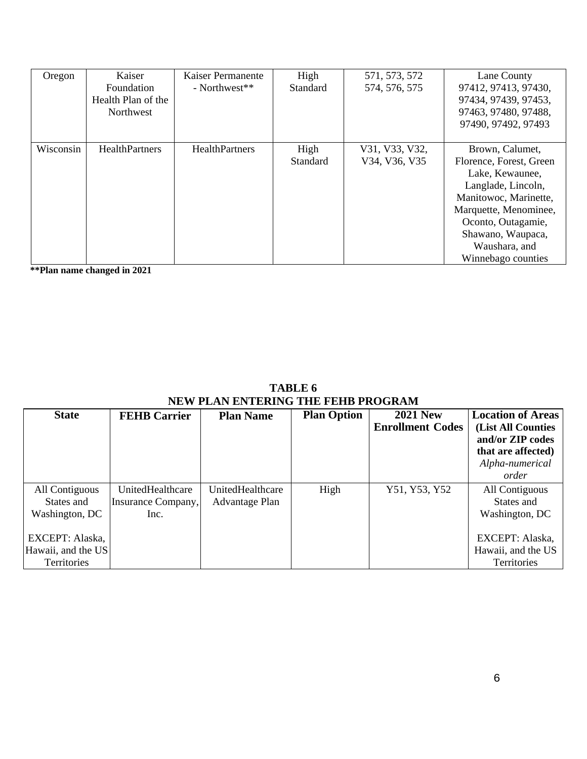| | | | | | |
|---|---|---|---|---|---|
| Oregon | Kaiser Foundation Health Plan of the Northwest | Kaiser Permanente - Northwest** | High Standard | 571, 573, 572 574, 576, 575 | Lane County 97412, 97413, 97430, 97434, 97439, 97453, 97463, 97480, 97488, 97490, 97492, 97493 |
| Wisconsin | HealthPartners | HealthPartners | High Standard | V31, V33, V32, V34, V36, V35 | Brown, Calumet, Florence, Forest, Green Lake, Kewaunee, Langlade, Lincoln, Manitowoc, Marinette, Marquette, Menominee, Oconto, Outagamie, Shawano, Waupaca, Waushara, and Winnebago counties |

**\*\*Plan name changed in 2021**

**TABLE 6**
**NEW PLAN ENTERING THE FEHB PROGRAM**

| State | FEHB Carrier | Plan Name | Plan Option | 2021 New Enrollment Codes | Location of Areas (List All Counties and/or ZIP codes that are affected) *Alpha-numerical order* |
|---|---|---|---|---|---|
| All Contiguous States and Washington, DC<br><br>EXCEPT: Alaska, Hawaii, and the US Territories | UnitedHealthcare Insurance Company, Inc. | UnitedHealthcare Advantage Plan | High | Y51, Y53, Y52 | All Contiguous States and Washington, DC<br><br>EXCEPT: Alaska, Hawaii, and the US Territories |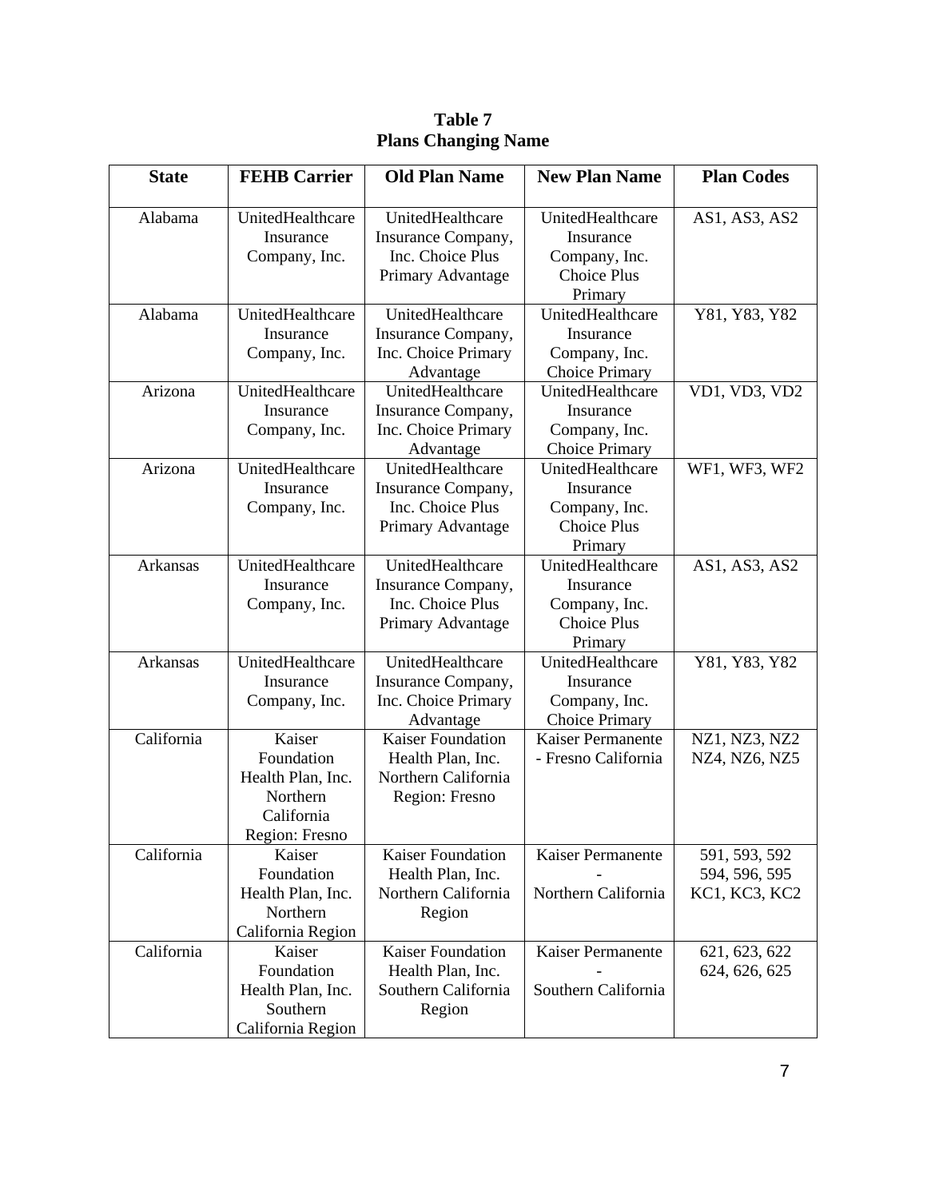**Table 7**
**Plans Changing Name**

| State | FEHB Carrier | Old Plan Name | New Plan Name | Plan Codes |
|---|---|---|---|---|
| Alabama | UnitedHealthcare Insurance Company, Inc. | UnitedHealthcare Insurance Company, Inc. Choice Plus Primary Advantage | UnitedHealthcare Insurance Company, Inc. Choice Plus Primary | AS1, AS3, AS2 |
| Alabama | UnitedHealthcare Insurance Company, Inc. | UnitedHealthcare Insurance Company, Inc. Choice Primary Advantage | UnitedHealthcare Insurance Company, Inc. Choice Primary | Y81, Y83, Y82 |
| Arizona | UnitedHealthcare Insurance Company, Inc. | UnitedHealthcare Insurance Company, Inc. Choice Primary Advantage | UnitedHealthcare Insurance Company, Inc. Choice Primary | VD1, VD3, VD2 |
| Arizona | UnitedHealthcare Insurance Company, Inc. | UnitedHealthcare Insurance Company, Inc. Choice Plus Primary Advantage | UnitedHealthcare Insurance Company, Inc. Choice Plus Primary | WF1, WF3, WF2 |
| Arkansas | UnitedHealthcare Insurance Company, Inc. | UnitedHealthcare Insurance Company, Inc. Choice Plus Primary Advantage | UnitedHealthcare Insurance Company, Inc. Choice Plus Primary | AS1, AS3, AS2 |
| Arkansas | UnitedHealthcare Insurance Company, Inc. | UnitedHealthcare Insurance Company, Inc. Choice Primary Advantage | UnitedHealthcare Insurance Company, Inc. Choice Primary | Y81, Y83, Y82 |
| California | Kaiser Foundation Health Plan, Inc. Northern California Region: Fresno | Kaiser Foundation Health Plan, Inc. Northern California Region: Fresno | Kaiser Permanente - Fresno California | NZ1, NZ3, NZ2 NZ4, NZ6, NZ5 |
| California | Kaiser Foundation Health Plan, Inc. Northern California Region | Kaiser Foundation Health Plan, Inc. Northern California Region | Kaiser Permanente - Northern California | 591, 593, 592 594, 596, 595 KC1, KC3, KC2 |
| California | Kaiser Foundation Health Plan, Inc. Southern California Region | Kaiser Foundation Health Plan, Inc. Southern California Region | Kaiser Permanente - Southern California | 621, 623, 622 624, 626, 625 |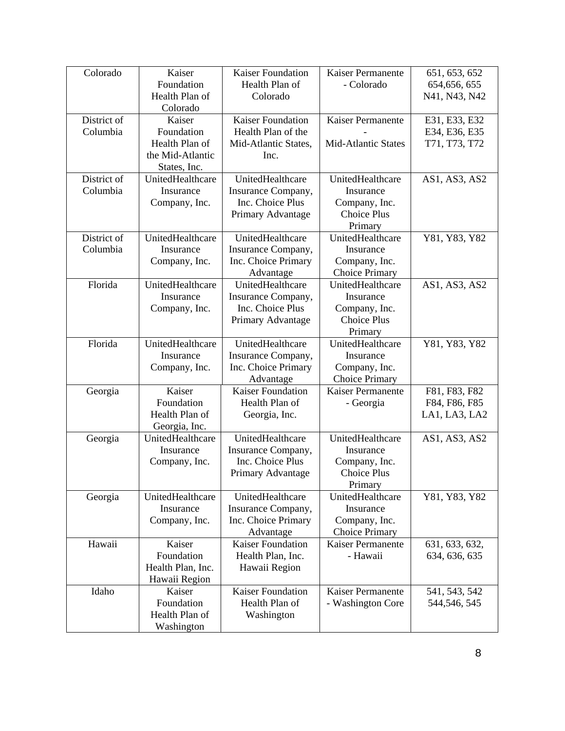| Colorado | Kaiser Foundation Health Plan of Colorado | Kaiser Foundation Health Plan of Colorado | Kaiser Permanente - Colorado | 651, 653, 652 654,656, 655 N41, N43, N42 |
|---|---|---|---|---|
| District of Columbia | Kaiser Foundation Health Plan of the Mid-Atlantic States, Inc. | Kaiser Foundation Health Plan of the Mid-Atlantic States, Inc. | Kaiser Permanente - Mid-Atlantic States | E31, E33, E32 E34, E36, E35 T71, T73, T72 |
| District of Columbia | UnitedHealthcare Insurance Company, Inc. | UnitedHealthcare Insurance Company, Inc. Choice Plus Primary Advantage | UnitedHealthcare Insurance Company, Inc. Choice Plus Primary | AS1, AS3, AS2 |
| District of Columbia | UnitedHealthcare Insurance Company, Inc. | UnitedHealthcare Insurance Company, Inc. Choice Primary Advantage | UnitedHealthcare Insurance Company, Inc. Choice Primary | Y81, Y83, Y82 |
| Florida | UnitedHealthcare Insurance Company, Inc. | UnitedHealthcare Insurance Company, Inc. Choice Plus Primary Advantage | UnitedHealthcare Insurance Company, Inc. Choice Plus Primary | AS1, AS3, AS2 |
| Florida | UnitedHealthcare Insurance Company, Inc. | UnitedHealthcare Insurance Company, Inc. Choice Primary Advantage | UnitedHealthcare Insurance Company, Inc. Choice Primary | Y81, Y83, Y82 |
| Georgia | Kaiser Foundation Health Plan of Georgia, Inc. | Kaiser Foundation Health Plan of Georgia, Inc. | Kaiser Permanente - Georgia | F81, F83, F82 F84, F86, F85 LA1, LA3, LA2 |
| Georgia | UnitedHealthcare Insurance Company, Inc. | UnitedHealthcare Insurance Company, Inc. Choice Plus Primary Advantage | UnitedHealthcare Insurance Company, Inc. Choice Plus Primary | AS1, AS3, AS2 |
| Georgia | UnitedHealthcare Insurance Company, Inc. | UnitedHealthcare Insurance Company, Inc. Choice Primary Advantage | UnitedHealthcare Insurance Company, Inc. Choice Primary | Y81, Y83, Y82 |
| Hawaii | Kaiser Foundation Health Plan, Inc. Hawaii Region | Kaiser Foundation Health Plan, Inc. Hawaii Region | Kaiser Permanente - Hawaii | 631, 633, 632, 634, 636, 635 |
| Idaho | Kaiser Foundation Health Plan of Washington | Kaiser Foundation Health Plan of Washington | Kaiser Permanente - Washington Core | 541, 543, 542 544,546, 545 |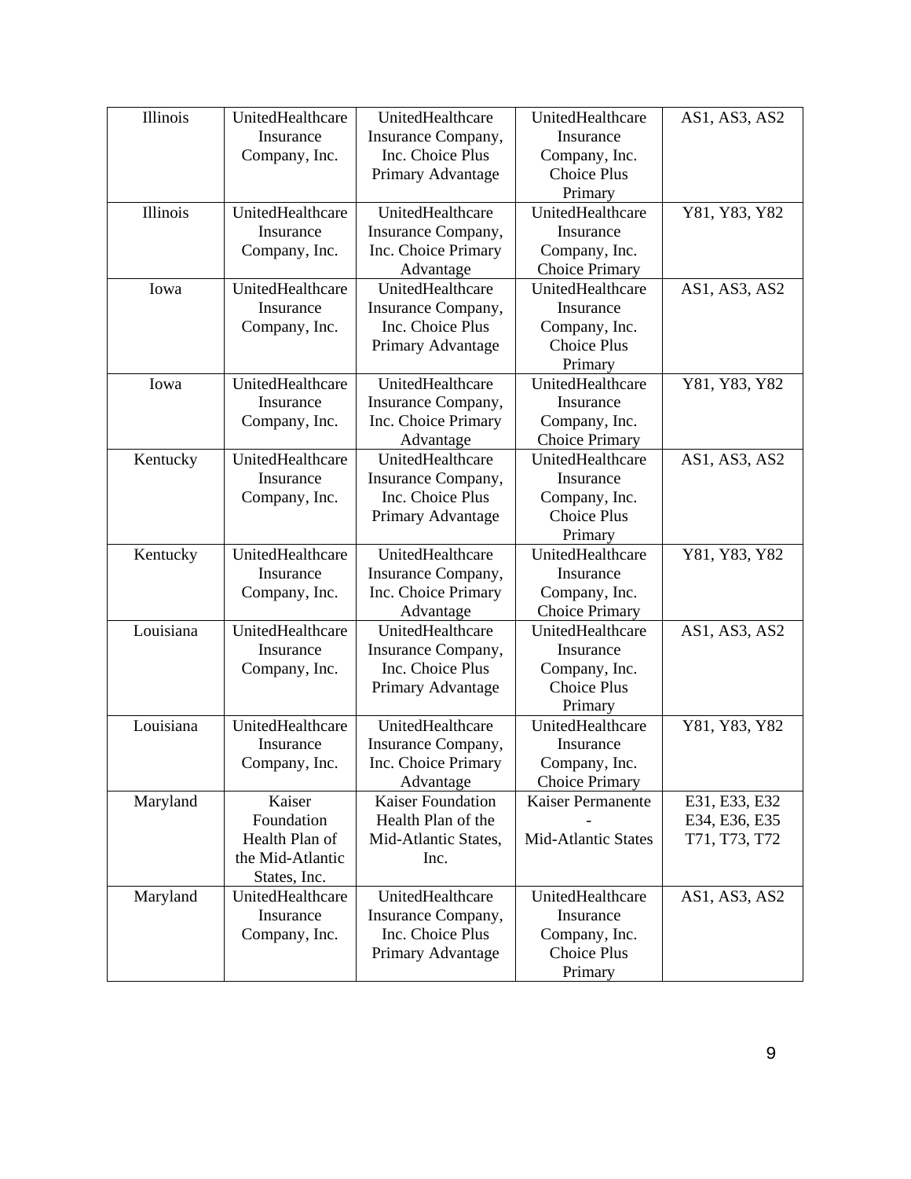| Illinois | UnitedHealthcare Insurance Company, Inc. | UnitedHealthcare Insurance Company, Inc. Choice Plus Primary Advantage | UnitedHealthcare Insurance Company, Inc. Choice Plus Primary | AS1, AS3, AS2 |
|---|---|---|---|---|
| Illinois | UnitedHealthcare Insurance Company, Inc. | UnitedHealthcare Insurance Company, Inc. Choice Primary Advantage | UnitedHealthcare Insurance Company, Inc. Choice Primary | Y81, Y83, Y82 |
| Iowa | UnitedHealthcare Insurance Company, Inc. | UnitedHealthcare Insurance Company, Inc. Choice Plus Primary Advantage | UnitedHealthcare Insurance Company, Inc. Choice Plus Primary | AS1, AS3, AS2 |
| Iowa | UnitedHealthcare Insurance Company, Inc. | UnitedHealthcare Insurance Company, Inc. Choice Primary Advantage | UnitedHealthcare Insurance Company, Inc. Choice Primary | Y81, Y83, Y82 |
| Kentucky | UnitedHealthcare Insurance Company, Inc. | UnitedHealthcare Insurance Company, Inc. Choice Plus Primary Advantage | UnitedHealthcare Insurance Company, Inc. Choice Plus Primary | AS1, AS3, AS2 |
| Kentucky | UnitedHealthcare Insurance Company, Inc. | UnitedHealthcare Insurance Company, Inc. Choice Primary Advantage | UnitedHealthcare Insurance Company, Inc. Choice Primary | Y81, Y83, Y82 |
| Louisiana | UnitedHealthcare Insurance Company, Inc. | UnitedHealthcare Insurance Company, Inc. Choice Plus Primary Advantage | UnitedHealthcare Insurance Company, Inc. Choice Plus Primary | AS1, AS3, AS2 |
| Louisiana | UnitedHealthcare Insurance Company, Inc. | UnitedHealthcare Insurance Company, Inc. Choice Primary Advantage | UnitedHealthcare Insurance Company, Inc. Choice Primary | Y81, Y83, Y82 |
| Maryland | Kaiser Foundation Health Plan of the Mid-Atlantic States, Inc. | Kaiser Foundation Health Plan of the Mid-Atlantic States, Inc. | Kaiser Permanente - Mid-Atlantic States | E31, E33, E32 E34, E36, E35 T71, T73, T72 |
| Maryland | UnitedHealthcare Insurance Company, Inc. | UnitedHealthcare Insurance Company, Inc. Choice Plus Primary Advantage | UnitedHealthcare Insurance Company, Inc. Choice Plus Primary | AS1, AS3, AS2 |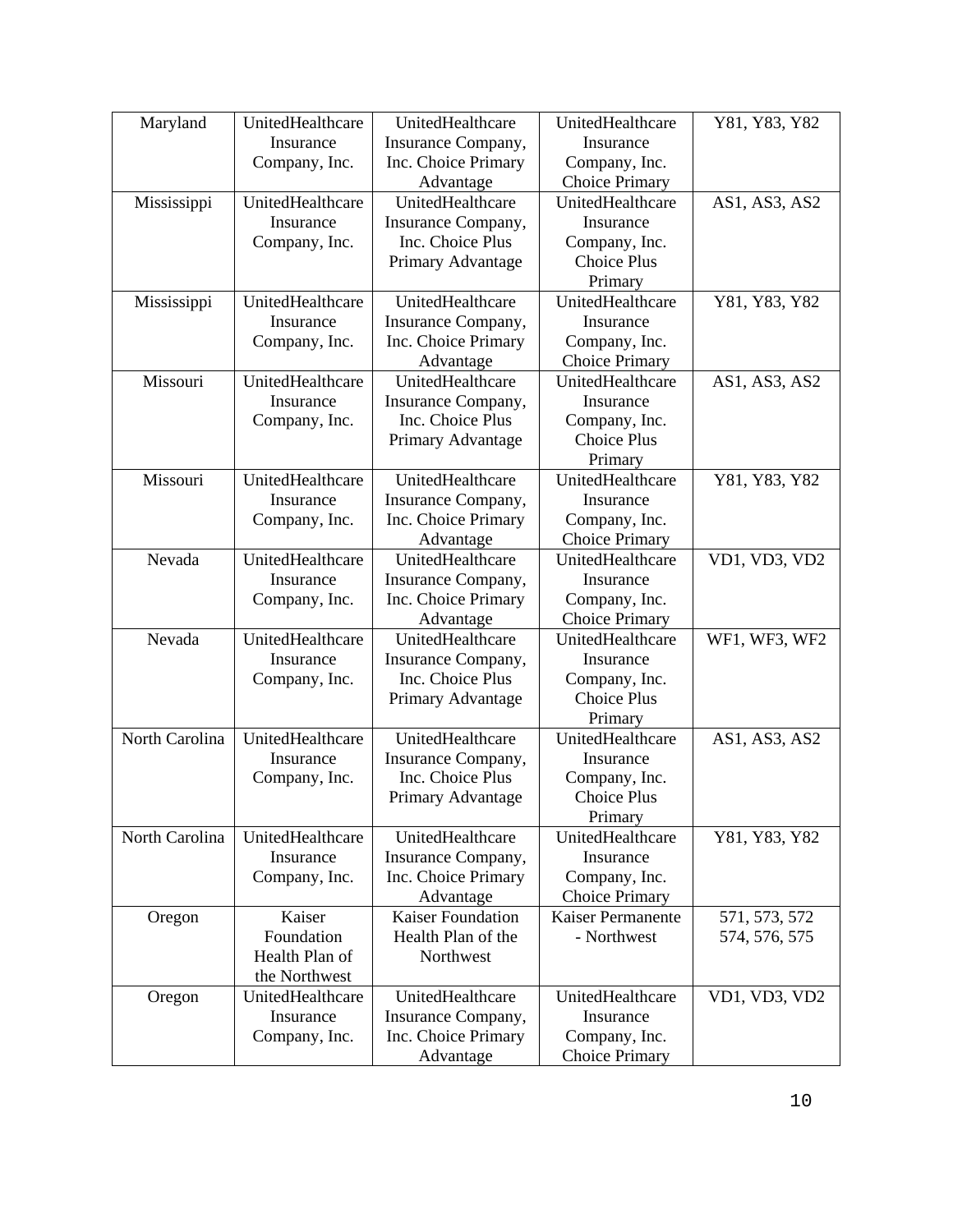| Maryland | UnitedHealthcare Insurance Company, Inc. | UnitedHealthcare Insurance Company, Inc. Choice Primary Advantage | UnitedHealthcare Insurance Company, Inc. Choice Primary | Y81, Y83, Y82 |
|---|---|---|---|---|
| Mississippi | UnitedHealthcare Insurance Company, Inc. | UnitedHealthcare Insurance Company, Inc. Choice Plus Primary Advantage | UnitedHealthcare Insurance Company, Inc. Choice Plus Primary | AS1, AS3, AS2 |
| Mississippi | UnitedHealthcare Insurance Company, Inc. | UnitedHealthcare Insurance Company, Inc. Choice Primary Advantage | UnitedHealthcare Insurance Company, Inc. Choice Primary | Y81, Y83, Y82 |
| Missouri | UnitedHealthcare Insurance Company, Inc. | UnitedHealthcare Insurance Company, Inc. Choice Plus Primary Advantage | UnitedHealthcare Insurance Company, Inc. Choice Plus Primary | AS1, AS3, AS2 |
| Missouri | UnitedHealthcare Insurance Company, Inc. | UnitedHealthcare Insurance Company, Inc. Choice Primary Advantage | UnitedHealthcare Insurance Company, Inc. Choice Primary | Y81, Y83, Y82 |
| Nevada | UnitedHealthcare Insurance Company, Inc. | UnitedHealthcare Insurance Company, Inc. Choice Primary Advantage | UnitedHealthcare Insurance Company, Inc. Choice Primary | VD1, VD3, VD2 |
| Nevada | UnitedHealthcare Insurance Company, Inc. | UnitedHealthcare Insurance Company, Inc. Choice Plus Primary Advantage | UnitedHealthcare Insurance Company, Inc. Choice Plus Primary | WF1, WF3, WF2 |
| North Carolina | UnitedHealthcare Insurance Company, Inc. | UnitedHealthcare Insurance Company, Inc. Choice Plus Primary Advantage | UnitedHealthcare Insurance Company, Inc. Choice Plus Primary | AS1, AS3, AS2 |
| North Carolina | UnitedHealthcare Insurance Company, Inc. | UnitedHealthcare Insurance Company, Inc. Choice Primary Advantage | UnitedHealthcare Insurance Company, Inc. Choice Primary | Y81, Y83, Y82 |
| Oregon | Kaiser Foundation Health Plan of the Northwest | Kaiser Foundation Health Plan of the Northwest | Kaiser Permanente - Northwest | 571, 573, 572 574, 576, 575 |
| Oregon | UnitedHealthcare Insurance Company, Inc. | UnitedHealthcare Insurance Company, Inc. Choice Primary Advantage | UnitedHealthcare Insurance Company, Inc. Choice Primary | VD1, VD3, VD2 |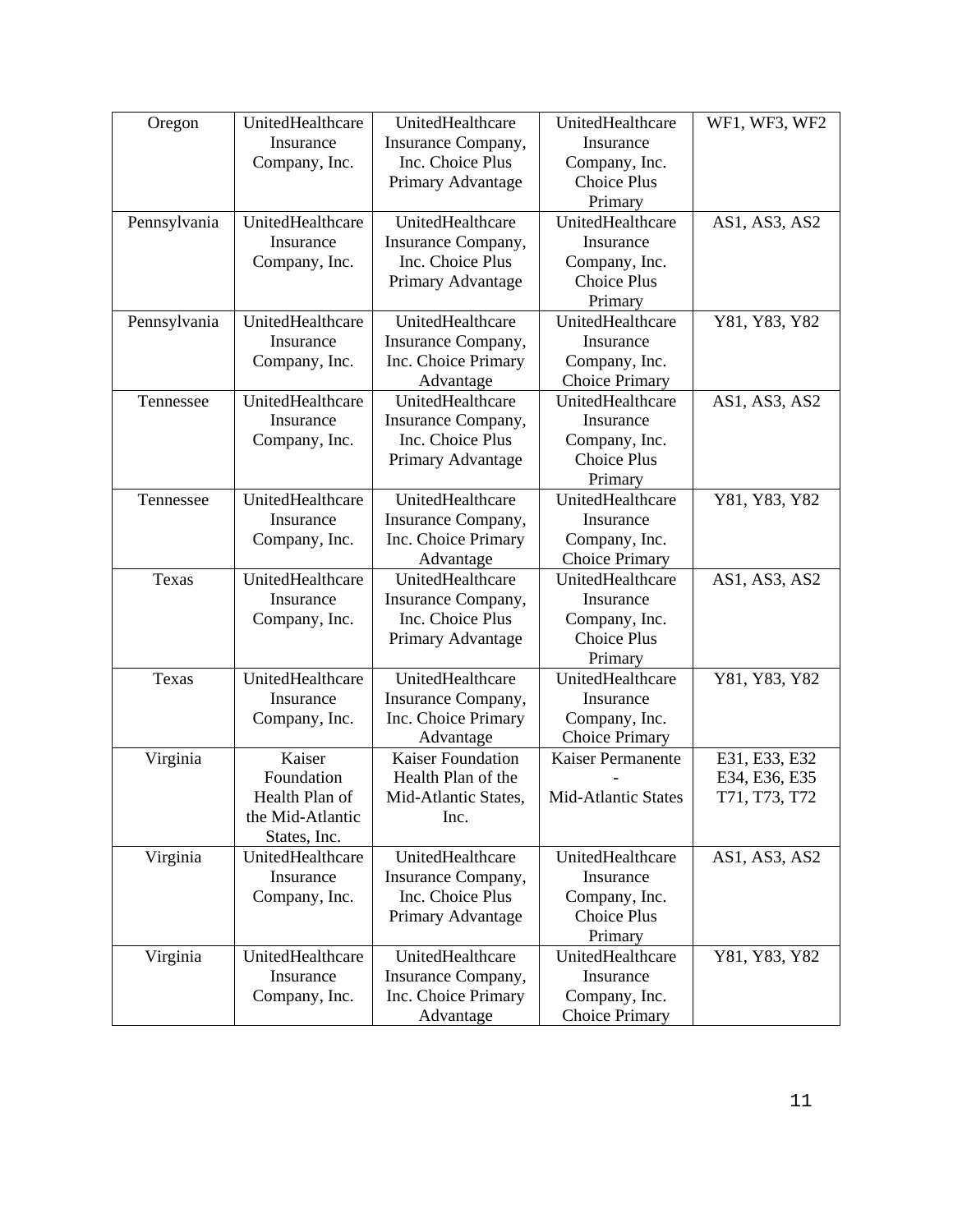| Oregon | UnitedHealthcare Insurance Company, Inc. | UnitedHealthcare Insurance Company, Inc. Choice Plus Primary Advantage | UnitedHealthcare Insurance Company, Inc. Choice Plus Primary | WF1, WF3, WF2 |
|---|---|---|---|---|
| Pennsylvania | UnitedHealthcare Insurance Company, Inc. | UnitedHealthcare Insurance Company, Inc. Choice Plus Primary Advantage | UnitedHealthcare Insurance Company, Inc. Choice Plus Primary | AS1, AS3, AS2 |
| Pennsylvania | UnitedHealthcare Insurance Company, Inc. | UnitedHealthcare Insurance Company, Inc. Choice Primary Advantage | UnitedHealthcare Insurance Company, Inc. Choice Primary | Y81, Y83, Y82 |
| Tennessee | UnitedHealthcare Insurance Company, Inc. | UnitedHealthcare Insurance Company, Inc. Choice Plus Primary Advantage | UnitedHealthcare Insurance Company, Inc. Choice Plus Primary | AS1, AS3, AS2 |
| Tennessee | UnitedHealthcare Insurance Company, Inc. | UnitedHealthcare Insurance Company, Inc. Choice Primary Advantage | UnitedHealthcare Insurance Company, Inc. Choice Primary | Y81, Y83, Y82 |
| Texas | UnitedHealthcare Insurance Company, Inc. | UnitedHealthcare Insurance Company, Inc. Choice Plus Primary Advantage | UnitedHealthcare Insurance Company, Inc. Choice Plus Primary | AS1, AS3, AS2 |
| Texas | UnitedHealthcare Insurance Company, Inc. | UnitedHealthcare Insurance Company, Inc. Choice Primary Advantage | UnitedHealthcare Insurance Company, Inc. Choice Primary | Y81, Y83, Y82 |
| Virginia | Kaiser Foundation Health Plan of the Mid-Atlantic States, Inc. | Kaiser Foundation Health Plan of the Mid-Atlantic States, Inc. | Kaiser Permanente - Mid-Atlantic States | E31, E33, E32 E34, E36, E35 T71, T73, T72 |
| Virginia | UnitedHealthcare Insurance Company, Inc. | UnitedHealthcare Insurance Company, Inc. Choice Plus Primary Advantage | UnitedHealthcare Insurance Company, Inc. Choice Plus Primary | AS1, AS3, AS2 |
| Virginia | UnitedHealthcare Insurance Company, Inc. | UnitedHealthcare Insurance Company, Inc. Choice Primary Advantage | UnitedHealthcare Insurance Company, Inc. Choice Primary | Y81, Y83, Y82 |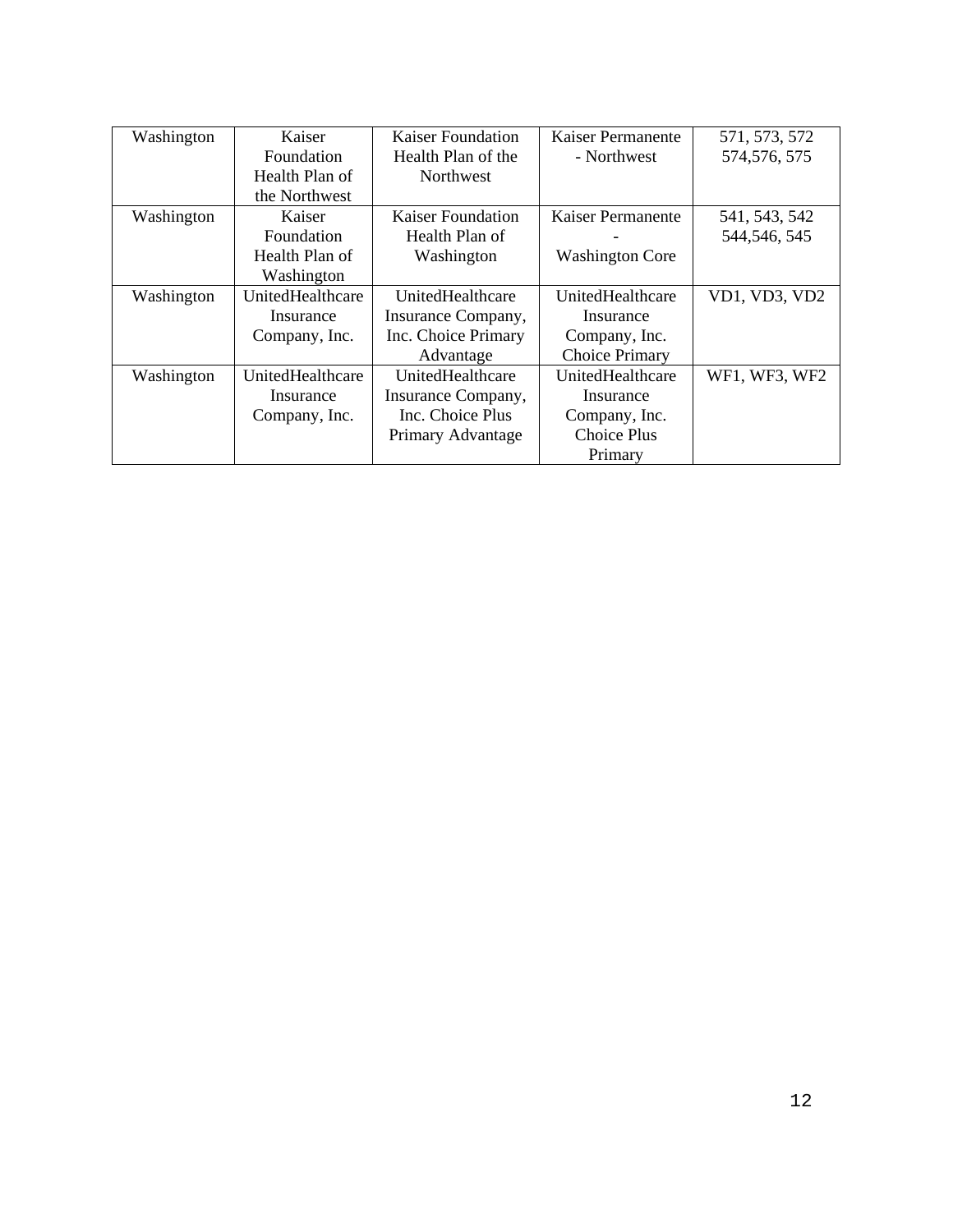| | | | | |
|---|---|---|---|---|
| Washington | Kaiser Foundation Health Plan of the Northwest | Kaiser Foundation Health Plan of the Northwest | Kaiser Permanente - Northwest | 571, 573, 572 574,576, 575 |
| Washington | Kaiser Foundation Health Plan of Washington | Kaiser Foundation Health Plan of Washington | Kaiser Permanente - Washington Core | 541, 543, 542 544,546, 545 |
| Washington | UnitedHealthcare Insurance Company, Inc. | UnitedHealthcare Insurance Company, Inc. Choice Primary Advantage | UnitedHealthcare Insurance Company, Inc. Choice Primary | VD1, VD3, VD2 |
| Washington | UnitedHealthcare Insurance Company, Inc. | UnitedHealthcare Insurance Company, Inc. Choice Plus Primary Advantage | UnitedHealthcare Insurance Company, Inc. Choice Plus Primary | WF1, WF3, WF2 |